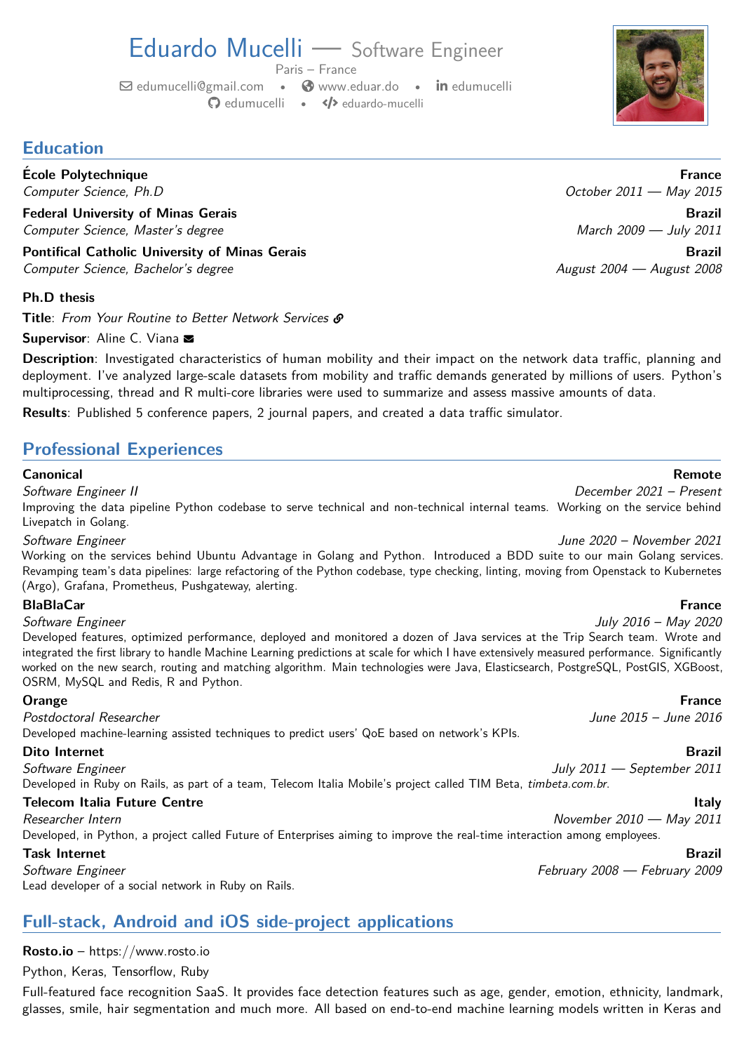# Eduardo Mucelli — Software Engineer

Paris – France

edumucelli@gmail.com • www.eduar.do • edumucelli
edumucelli • eduardo-mucelli

## Education

**École Polytechnique** — **France**
*Computer Science, Ph.D* — *October 2011 — May 2015*

**Federal University of Minas Gerais** — **Brazil**
*Computer Science, Master's degree* — *March 2009 — July 2011*

**Pontifical Catholic University of Minas Gerais** — **Brazil**
*Computer Science, Bachelor's degree* — *August 2004 — August 2008*

### Ph.D thesis

**Title**: *From Your Routine to Better Network Services*

**Supervisor**: Aline C. Viana

**Description**: Investigated characteristics of human mobility and their impact on the network data traffic, planning and deployment. I've analyzed large-scale datasets from mobility and traffic demands generated by millions of users. Python's multiprocessing, thread and R multi-core libraries were used to summarize and assess massive amounts of data.

**Results**: Published 5 conference papers, 2 journal papers, and created a data traffic simulator.

## Professional Experiences

**Canonical** — **Remote**

*Software Engineer II* — *December 2021 – Present*

Improving the data pipeline Python codebase to serve technical and non-technical internal teams. Working on the service behind Livepatch in Golang.

*Software Engineer* — *June 2020 – November 2021*

Working on the services behind Ubuntu Advantage in Golang and Python. Introduced a BDD suite to our main Golang services. Revamping team's data pipelines: large refactoring of the Python codebase, type checking, linting, moving from Openstack to Kubernetes (Argo), Grafana, Prometheus, Pushgateway, alerting.

**BlaBlaCar** — **France**

*Software Engineer* — *July 2016 – May 2020*

Developed features, optimized performance, deployed and monitored a dozen of Java services at the Trip Search team. Wrote and integrated the first library to handle Machine Learning predictions at scale for which I have extensively measured performance. Significantly worked on the new search, routing and matching algorithm. Main technologies were Java, Elasticsearch, PostgreSQL, PostGIS, XGBoost, OSRM, MySQL and Redis, R and Python.

**Orange** — **France**

*Postdoctoral Researcher* — *June 2015 – June 2016*

Developed machine-learning assisted techniques to predict users' QoE based on network's KPIs.

**Dito Internet** — **Brazil**

*Software Engineer* — *July 2011 — September 2011*

Developed in Ruby on Rails, as part of a team, Telecom Italia Mobile's project called TIM Beta, *timbeta.com.br*.

**Telecom Italia Future Centre** — **Italy**

*Researcher Intern* — *November 2010 — May 2011*

Developed, in Python, a project called Future of Enterprises aiming to improve the real-time interaction among employees.

**Task Internet** — **Brazil**

*Software Engineer* — *February 2008 — February 2009*

Lead developer of a social network in Ruby on Rails.

## Full-stack, Android and iOS side-project applications

**Rosto.io** – https://www.rosto.io

Python, Keras, Tensorflow, Ruby

Full-featured face recognition SaaS. It provides face detection features such as age, gender, emotion, ethnicity, landmark, glasses, smile, hair segmentation and much more. All based on end-to-end machine learning models written in Keras and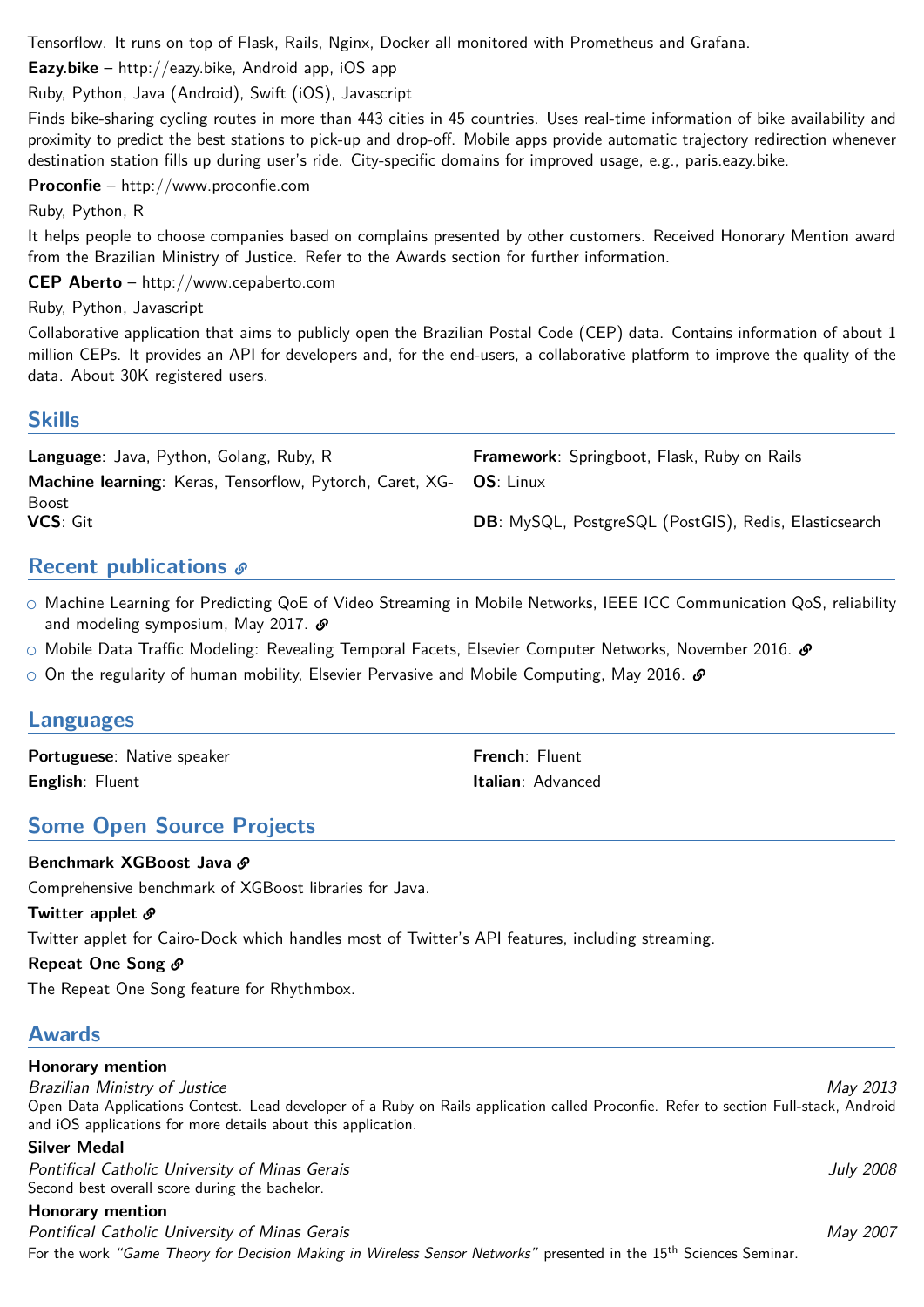Tensorflow. It runs on top of Flask, Rails, Nginx, Docker all monitored with Prometheus and Grafana.

**Eazy.bike** – http://eazy.bike, Android app, iOS app

Ruby, Python, Java (Android), Swift (iOS), Javascript

Finds bike-sharing cycling routes in more than 443 cities in 45 countries. Uses real-time information of bike availability and proximity to predict the best stations to pick-up and drop-off. Mobile apps provide automatic trajectory redirection whenever destination station fills up during user's ride. City-specific domains for improved usage, e.g., paris.eazy.bike.

**Proconfie** – http://www.proconfie.com

Ruby, Python, R

It helps people to choose companies based on complains presented by other customers. Received Honorary Mention award from the Brazilian Ministry of Justice. Refer to the Awards section for further information.

**CEP Aberto** – http://www.cepaberto.com

Ruby, Python, Javascript

Collaborative application that aims to publicly open the Brazilian Postal Code (CEP) data. Contains information of about 1 million CEPs. It provides an API for developers and, for the end-users, a collaborative platform to improve the quality of the data. About 30K registered users.

## Skills

**Language**: Java, Python, Golang, Ruby, R

**Framework**: Springboot, Flask, Ruby on Rails

**Machine learning**: Keras, Tensorflow, Pytorch, Caret, XGBoost

**OS**: Linux

**VCS**: Git

**DB**: MySQL, PostgreSQL (PostGIS), Redis, Elasticsearch

## Recent publications

- Machine Learning for Predicting QoE of Video Streaming in Mobile Networks, IEEE ICC Communication QoS, reliability and modeling symposium, May 2017.
- Mobile Data Traffic Modeling: Revealing Temporal Facets, Elsevier Computer Networks, November 2016.
- On the regularity of human mobility, Elsevier Pervasive and Mobile Computing, May 2016.

## Languages

**Portuguese**: Native speaker

**French**: Fluent

**English**: Fluent

**Italian**: Advanced

## Some Open Source Projects

**Benchmark XGBoost Java**

Comprehensive benchmark of XGBoost libraries for Java.

**Twitter applet**

Twitter applet for Cairo-Dock which handles most of Twitter's API features, including streaming.

**Repeat One Song**

The Repeat One Song feature for Rhythmbox.

## Awards

**Honorary mention**

*Brazilian Ministry of Justice* — *May 2013*

Open Data Applications Contest. Lead developer of a Ruby on Rails application called Proconfie. Refer to section Full-stack, Android and iOS applications for more details about this application.

**Silver Medal**

*Pontifical Catholic University of Minas Gerais* — *July 2008*

Second best overall score during the bachelor.

**Honorary mention**

*Pontifical Catholic University of Minas Gerais* — *May 2007*

For the work *"Game Theory for Decision Making in Wireless Sensor Networks"* presented in the 15th Sciences Seminar.